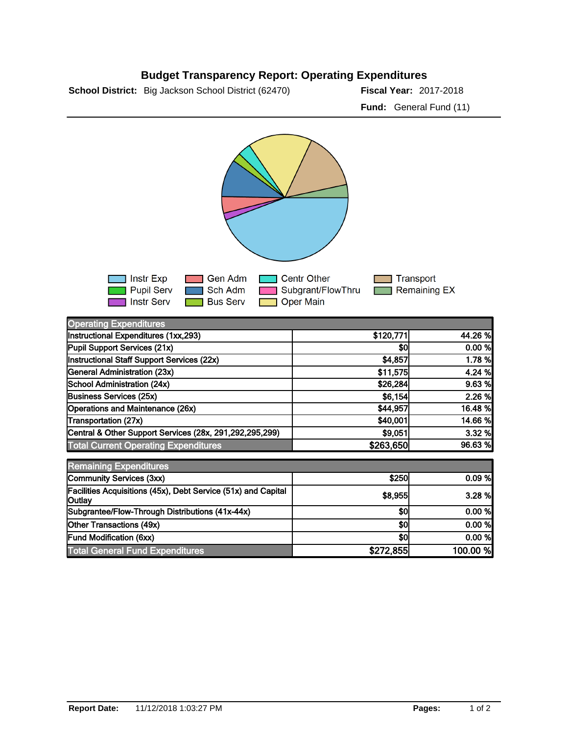# Budget Transparency Report: Operating Expenditures

**School District:** Big Jackson School District (62470) **Fiscal Year:** 2017-2018

**Fund:** General Fund (11)

Instr Exp, Pupil Serv, Instr Serv, Gen Adm, Sch Adm, Bus Serv, Centr Other, Subgrant/FlowThru, Oper Main, Transport, Remaining EX

| Operating Expenditures | | |
|---|---|---|
| Instructional Expenditures (1xx,293) | $120,771 | 44.26 % |
| Pupil Support Services (21x) | $0 | 0.00 % |
| Instructional Staff Support Services (22x) | $4,857 | 1.78 % |
| General Administration (23x) | $11,575 | 4.24 % |
| School Administration (24x) | $26,284 | 9.63 % |
| Business Services (25x) | $6,154 | 2.26 % |
| Operations and Maintenance (26x) | $44,957 | 16.48 % |
| Transportation (27x) | $40,001 | 14.66 % |
| Central & Other Support Services (28x, 291,292,295,299) | $9,051 | 3.32 % |
| Total Current Operating Expenditures | $263,650 | 96.63 % |

| Remaining Expenditures | | |
|---|---|---|
| Community Services (3xx) | $250 | 0.09 % |
| Facilities Acquisitions (45x), Debt Service (51x) and Capital Outlay | $8,955 | 3.28 % |
| Subgrantee/Flow-Through Distributions (41x-44x) | $0 | 0.00 % |
| Other Transactions (49x) | $0 | 0.00 % |
| Fund Modification (6xx) | $0 | 0.00 % |
| Total General Fund Expenditures | $272,855 | 100.00 % |

**Report Date:** 11/12/2018 1:03:27 PM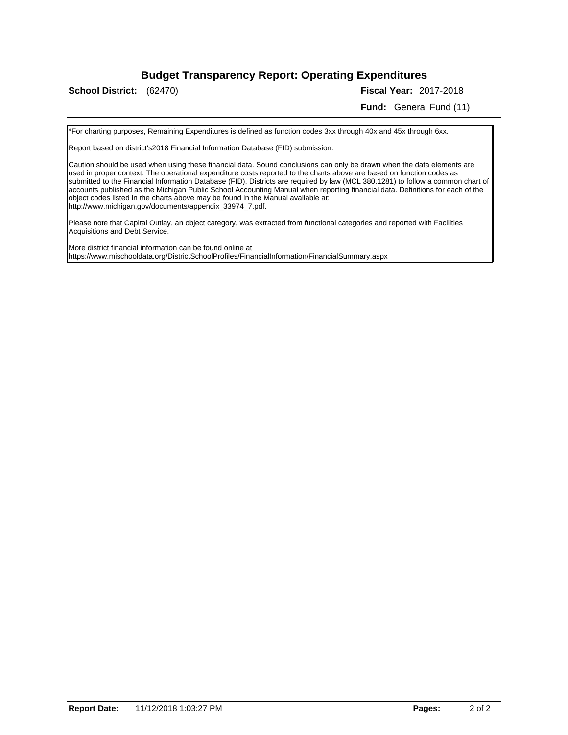# Budget Transparency Report: Operating Expenditures

**School District:** (62470)

**Fiscal Year:** 2017-2018

**Fund:** General Fund (11)

*For charting purposes, Remaining Expenditures is defined as function codes 3xx through 40x and 45x through 6xx.

Report based on district's2018 Financial Information Database (FID) submission.

Caution should be used when using these financial data. Sound conclusions can only be drawn when the data elements are used in proper context. The operational expenditure costs reported to the charts above are based on function codes as submitted to the Financial Information Database (FID). Districts are required by law (MCL 380.1281) to follow a common chart of accounts published as the Michigan Public School Accounting Manual when reporting financial data. Definitions for each of the object codes listed in the charts above may be found in the Manual available at: http://www.michigan.gov/documents/appendix_33974_7.pdf.

Please note that Capital Outlay, an object category, was extracted from functional categories and reported with Facilities Acquisitions and Debt Service.

More district financial information can be found online at https://www.mischooldata.org/DistrictSchoolProfiles/FinancialInformation/FinancialSummary.aspx

**Report Date:** 11/12/2018 1:03:27 PM